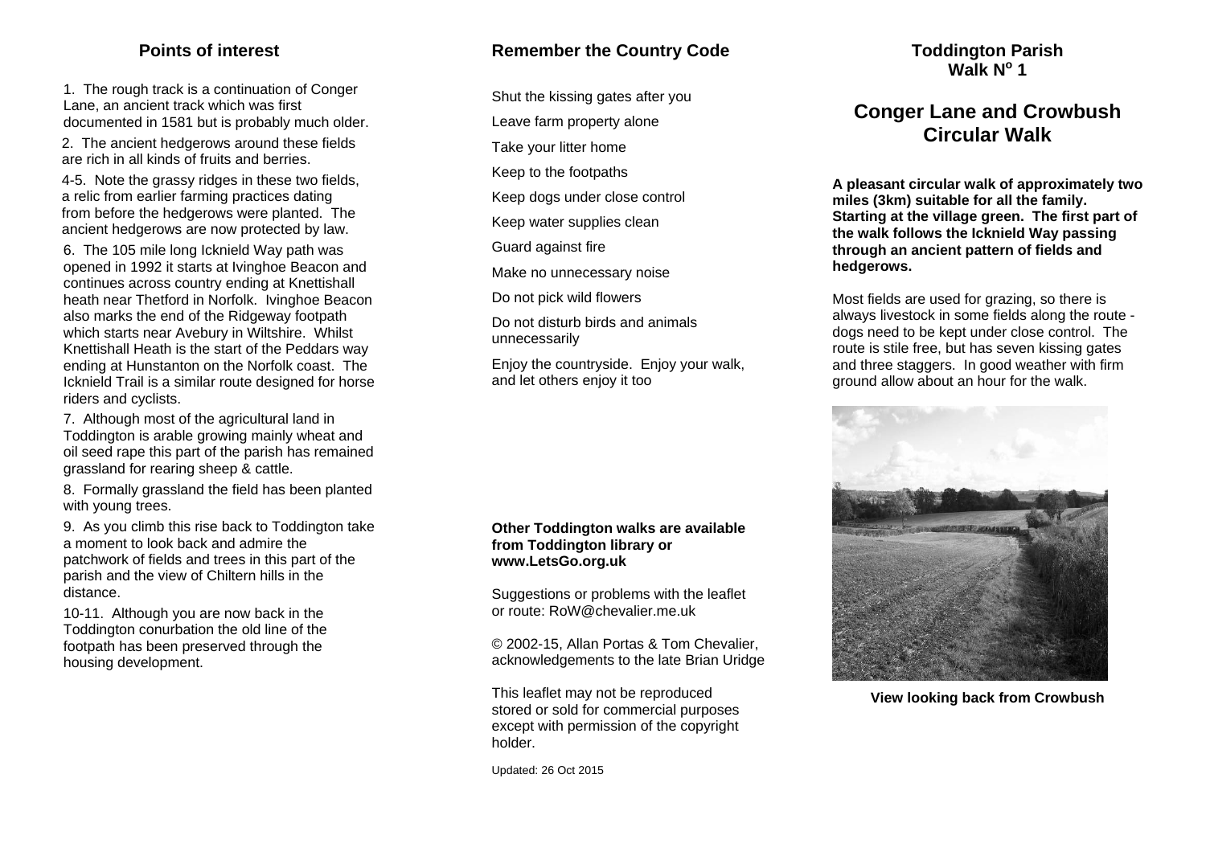## Points of interest

1. The rough track is a continuation of Conger Lane, an ancient track which was first documented in 1581 but is probably much older.

2. The ancient hedgerows around these fields are rich in all kinds of fruits and berries.

4-5. Note the grassy ridges in these two fields, a relic from earlier farming practices dating from before the hedgerows were planted. The ancient hedgerows are now protected by law.

6. The 105 mile long Icknield Way path was opened in 1992 it starts at Ivinghoe Beacon and continues across country ending at Knettishall heath near Thetford in Norfolk. Ivinghoe Beacon also marks the end of the Ridgeway footpath which starts near Avebury in Wiltshire. Whilst Knettishall Heath is the start of the Peddars way ending at Hunstanton on the Norfolk coast. The Icknield Trail is a similar route designed for horse riders and cyclists.

7. Although most of the agricultural land in Toddington is arable growing mainly wheat and oil seed rape this part of the parish has remained grassland for rearing sheep & cattle.

8. Formally grassland the field has been planted with young trees.

9. As you climb this rise back to Toddington take a moment to look back and admire the patchwork of fields and trees in this part of the parish and the view of Chiltern hills in the distance.

10-11. Although you are now back in the Toddington conurbation the old line of the footpath has been preserved through the housing development.

## Remember the Country Code

Shut the kissing gates after you

Leave farm property alone

Take your litter home

Keep to the footpaths

Keep dogs under close control

Keep water supplies clean

Guard against fire

Make no unnecessary noise

Do not pick wild flowers

Do not disturb birds and animals unnecessarily

Enjoy the countryside. Enjoy your walk, and let others enjoy it too

**Other Toddington walks are available from Toddington library or www.LetsGo.org.uk**

Suggestions or problems with the leaflet or route: RoW@chevalier.me.uk

© 2002-15, Allan Portas & Tom Chevalier, acknowledgements to the late Brian Uridge

This leaflet may not be reproduced stored or sold for commercial purposes except with permission of the copyright holder.

Updated: 26 Oct 2015

## Toddington Parish Walk N^o^ 1

# Conger Lane and Crowbush Circular Walk

**A pleasant circular walk of approximately two miles (3km) suitable for all the family. Starting at the village green. The first part of the walk follows the Icknield Way passing through an ancient pattern of fields and hedgerows.**

Most fields are used for grazing, so there is always livestock in some fields along the route - dogs need to be kept under close control. The route is stile free, but has seven kissing gates and three staggers. In good weather with firm ground allow about an hour for the walk.

**View looking back from Crowbush**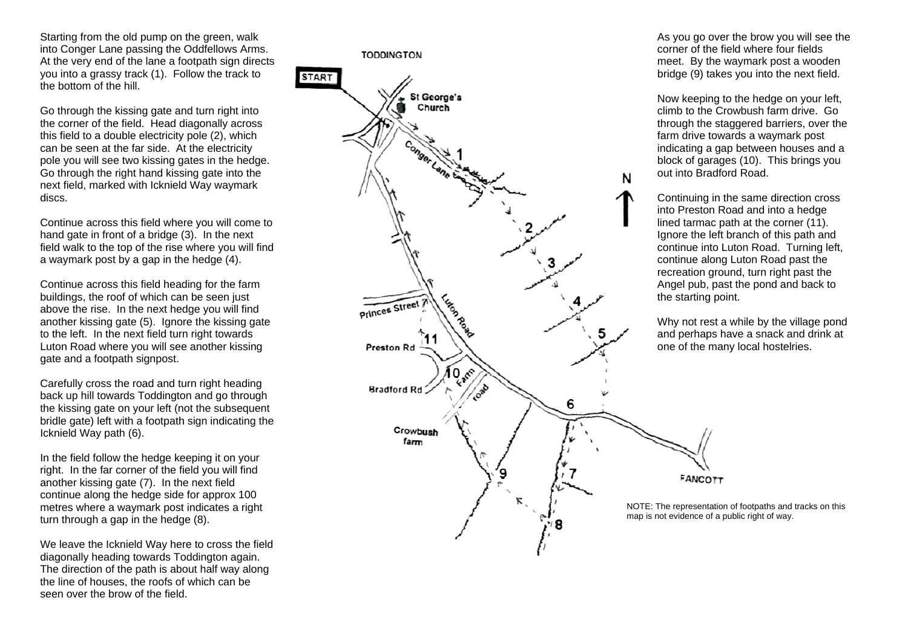Starting from the old pump on the green, walk into Conger Lane passing the Oddfellows Arms. At the very end of the lane a footpath sign directs you into a grassy track (1). Follow the track to the bottom of the hill.

Go through the kissing gate and turn right into the corner of the field. Head diagonally across this field to a double electricity pole (2), which can be seen at the far side. At the electricity pole you will see two kissing gates in the hedge. Go through the right hand kissing gate into the next field, marked with Icknield Way waymark discs.

Continue across this field where you will come to hand gate in front of a bridge (3). In the next field walk to the top of the rise where you will find a waymark post by a gap in the hedge (4).

Continue across this field heading for the farm buildings, the roof of which can be seen just above the rise. In the next hedge you will find another kissing gate (5). Ignore the kissing gate to the left. In the next field turn right towards Luton Road where you will see another kissing gate and a footpath signpost.

Carefully cross the road and turn right heading back up hill towards Toddington and go through the kissing gate on your left (not the subsequent bridle gate) left with a footpath sign indicating the Icknield Way path (6).

In the field follow the hedge keeping it on your right. In the far corner of the field you will find another kissing gate (7). In the next field continue along the hedge side for approx 100 metres where a waymark post indicates a right turn through a gap in the hedge (8).

We leave the Icknield Way here to cross the field diagonally heading towards Toddington again. The direction of the path is about half way along the line of houses, the roofs of which can be seen over the brow of the field.

TODDINGTON

START

St George's Church

Conger Lane

Princes Street

Luton Road

Preston Rd

Bradford Rd

Farm road

Crowbush farm

N

FANCOTT

1 2 3 4 5 6 7 8 9 10 11

NOTE: The representation of footpaths and tracks on this map is not evidence of a public right of way.

As you go over the brow you will see the corner of the field where four fields meet. By the waymark post a wooden bridge (9) takes you into the next field.

Now keeping to the hedge on your left, climb to the Crowbush farm drive. Go through the staggered barriers, over the farm drive towards a waymark post indicating a gap between houses and a block of garages (10). This brings you out into Bradford Road.

Continuing in the same direction cross into Preston Road and into a hedge lined tarmac path at the corner (11). Ignore the left branch of this path and continue into Luton Road. Turning left, continue along Luton Road past the recreation ground, turn right past the Angel pub, past the pond and back to the starting point.

Why not rest a while by the village pond and perhaps have a snack and drink at one of the many local hostelries.